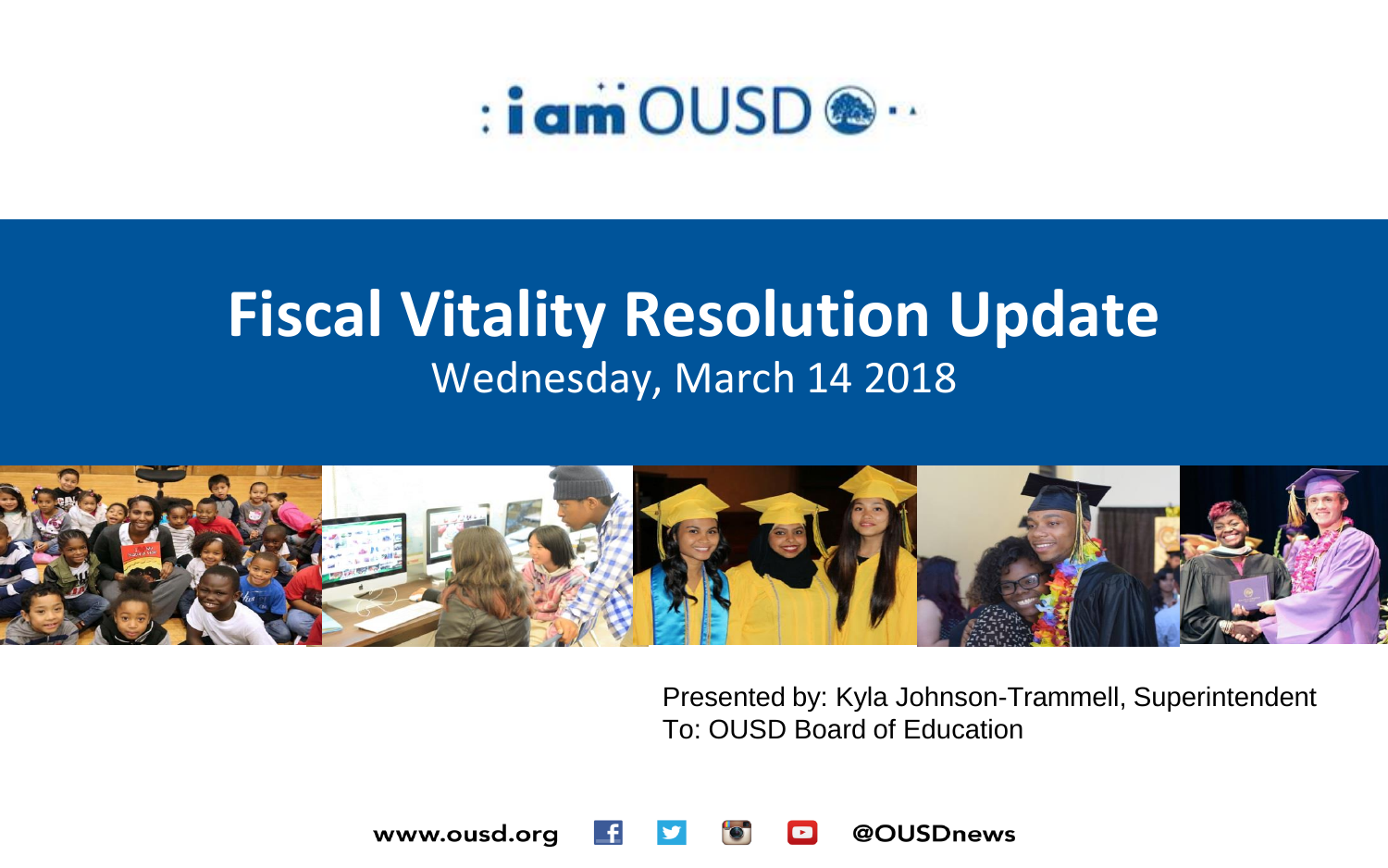:iam OUSD

# Fiscal Vitality Resolution Update

Wednesday, March 14 2018

Presented by: Kyla Johnson-Trammell, Superintendent
To: OUSD Board of Education

www.ousd.org @OUSDnews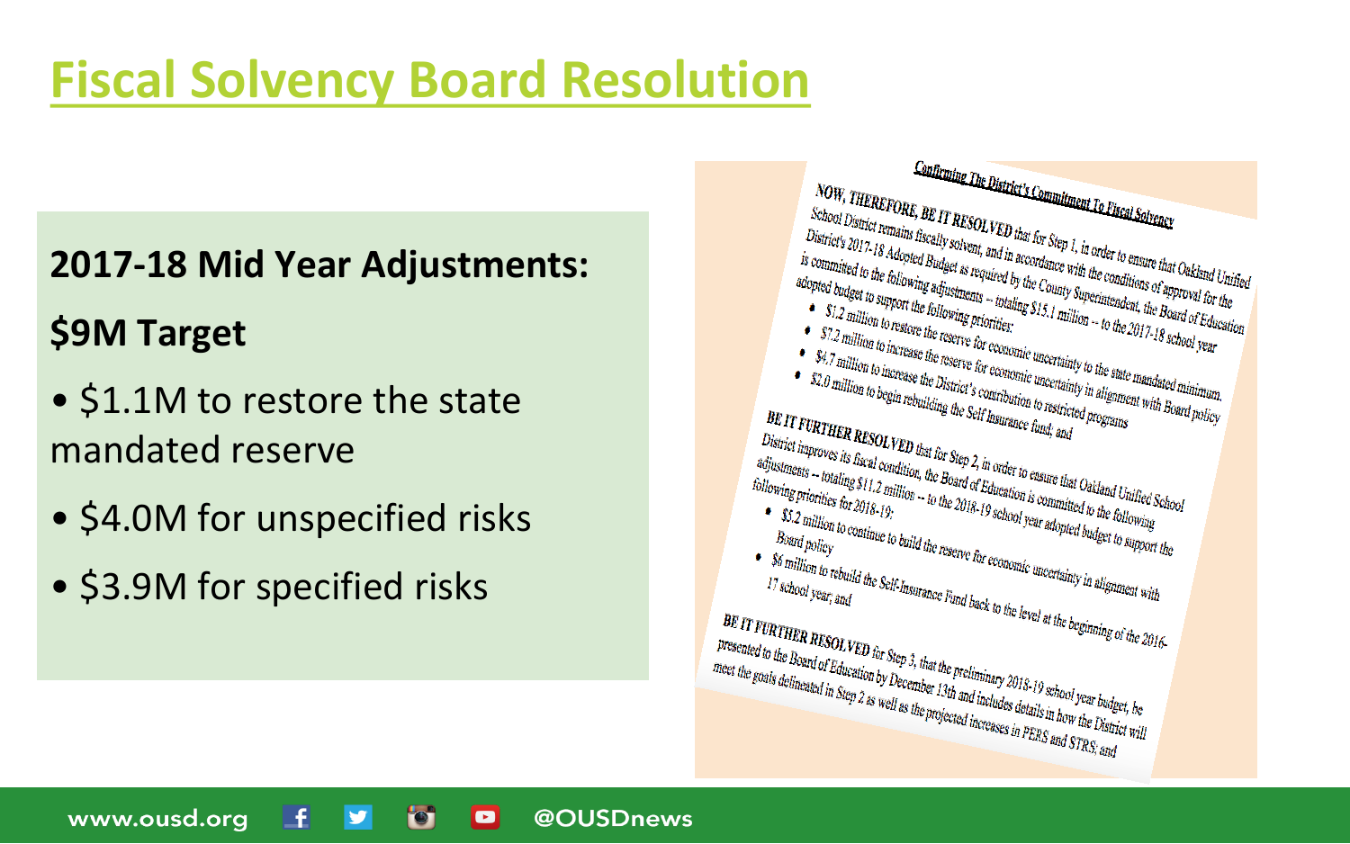# Fiscal Solvency Board Resolution

**2017-18 Mid Year Adjustments:**

**$9M Target**

- $1.1M to restore the state mandated reserve
- $4.0M for unspecified risks
- $3.9M for specified risks

<u>Confirming The District's Commitment To Fiscal Solvency</u>

**NOW, THEREFORE, BE IT RESOLVED** that for Step 1, in order to ensure that Oakland Unified School District remains fiscally solvent, and in accordance with the conditions of approval for the District's 2017-18 Adopted Budget as required by the County Superintendent, the Board of Education is committed to the following adjustments -- totaling $15.1 million -- to the 2017-18 school year adopted budget to support the following priorities:

- $1.2 million to restore the reserve for economic uncertainty to the state mandated minimum.
- $7.2 million to increase the reserve for economic uncertainty in alignment with Board policy
- $4.7 million to increase the District's contribution to restricted programs
- $2.0 million to begin rebuilding the Self Insurance fund; and

**BE IT FURTHER RESOLVED** that for Step 2, in order to ensure that Oakland Unified School District improves its fiscal condition, the Board of Education is committed to the following adjustments -- totaling $11.2 million -- to the 2018-19 school year adopted budget to support the following priorities for 2018-19:

- $5.2 million to continue to build the reserve for economic uncertainty in alignment with Board policy
- $6 million to rebuild the Self-Insurance Fund back to the level at the beginning of the 2016-17 school year; and

**BE IT FURTHER RESOLVED** for Step 3, that the preliminary 2018-19 school year budget, be presented to the Board of Education by December 13th and includes details in how the District will meet the goals delineated in Step 2 as well as the projected increases in PERS and STRS; and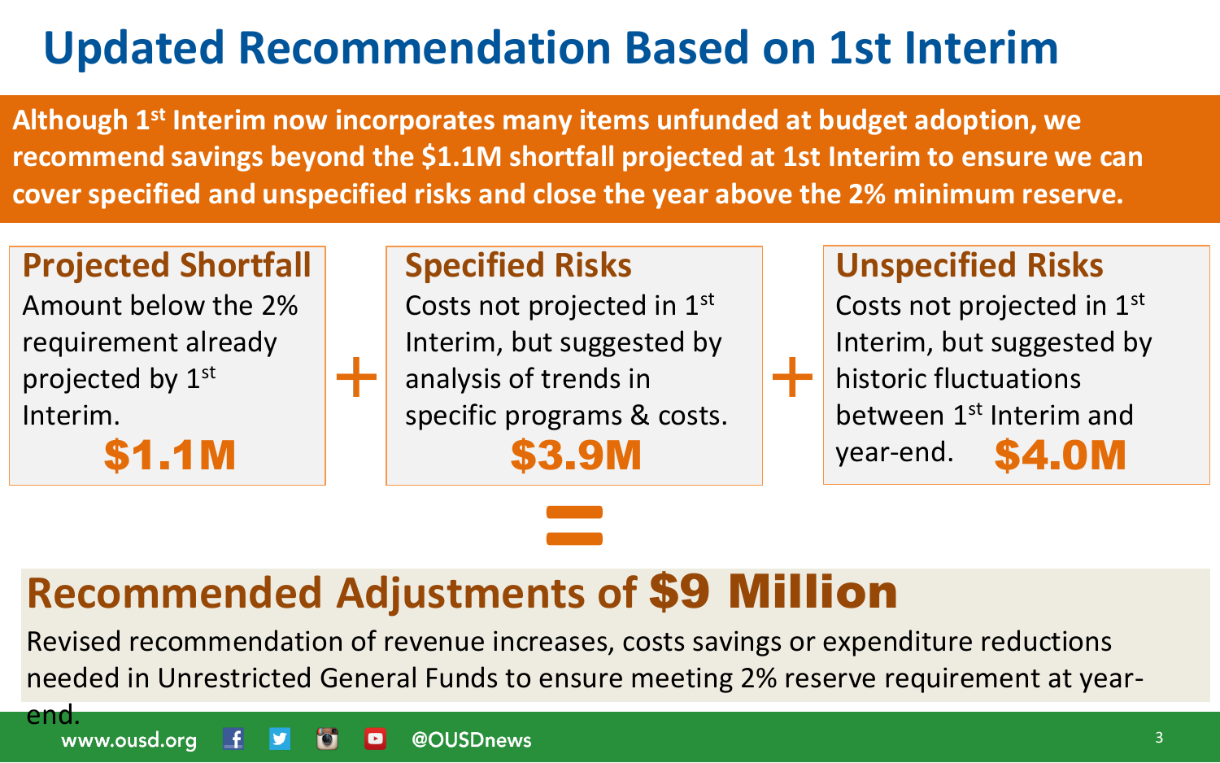# Updated Recommendation Based on 1st Interim

**Although 1st Interim now incorporates many items unfunded at budget adoption, we recommend savings beyond the $1.1M shortfall projected at 1st Interim to ensure we can cover specified and unspecified risks and close the year above the 2% minimum reserve.**

## Projected Shortfall

Amount below the 2% requirement already projected by 1st Interim.

**$1.1M**

+

## Specified Risks

Costs not projected in 1st Interim, but suggested by analysis of trends in specific programs & costs.

**$3.9M**

+

## Unspecified Risks

Costs not projected in 1st Interim, but suggested by historic fluctuations between 1st Interim and year-end.

**$4.0M**

=

## Recommended Adjustments of $9 Million

Revised recommendation of revenue increases, costs savings or expenditure reductions needed in Unrestricted General Funds to ensure meeting 2% reserve requirement at year-end.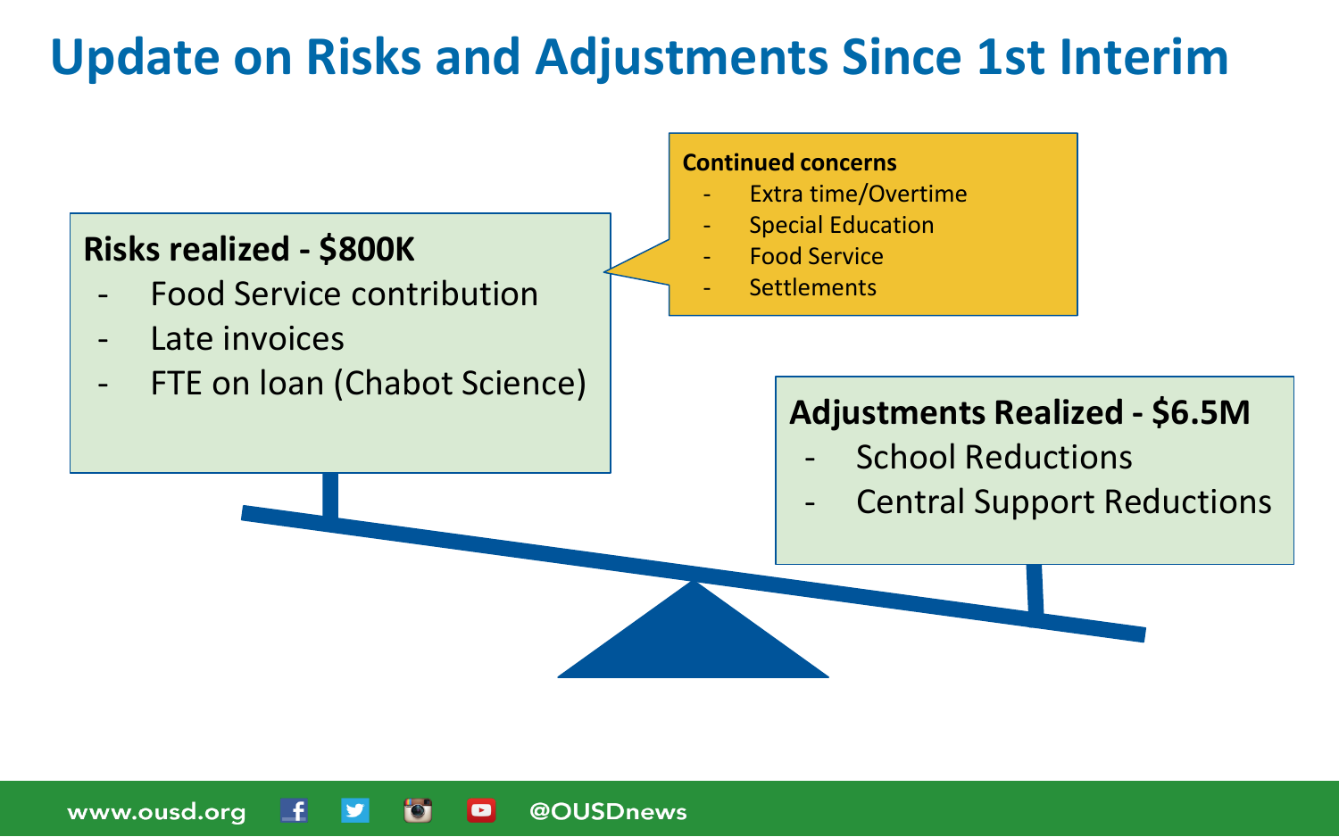# Update on Risks and Adjustments Since 1st Interim

**Risks realized - $800K**

- Food Service contribution
- Late invoices
- FTE on loan (Chabot Science)

**Continued concerns**

- Extra time/Overtime
- Special Education
- Food Service
- Settlements

**Adjustments Realized - $6.5M**

- School Reductions
- Central Support Reductions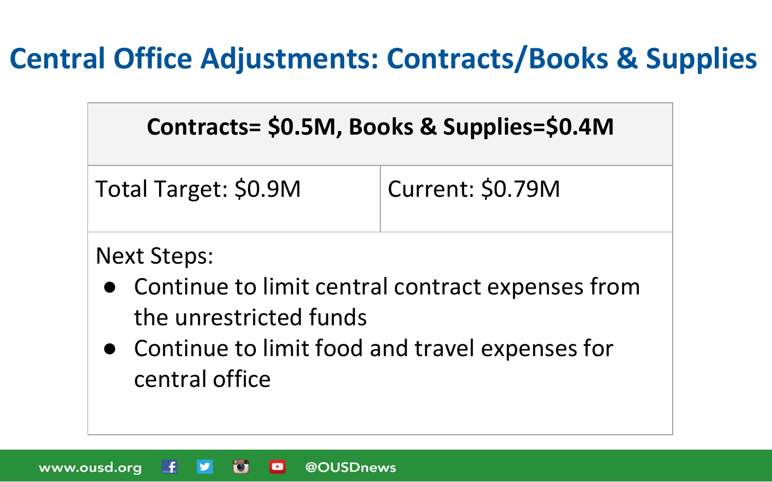# Central Office Adjustments: Contracts/Books & Supplies

| Contracts= \$0.5M, Books & Supplies=\$0.4M | |
|---|---|
| Total Target: \$0.9M | Current: \$0.79M |

Next Steps:

- Continue to limit central contract expenses from the unrestricted funds
- Continue to limit food and travel expenses for central office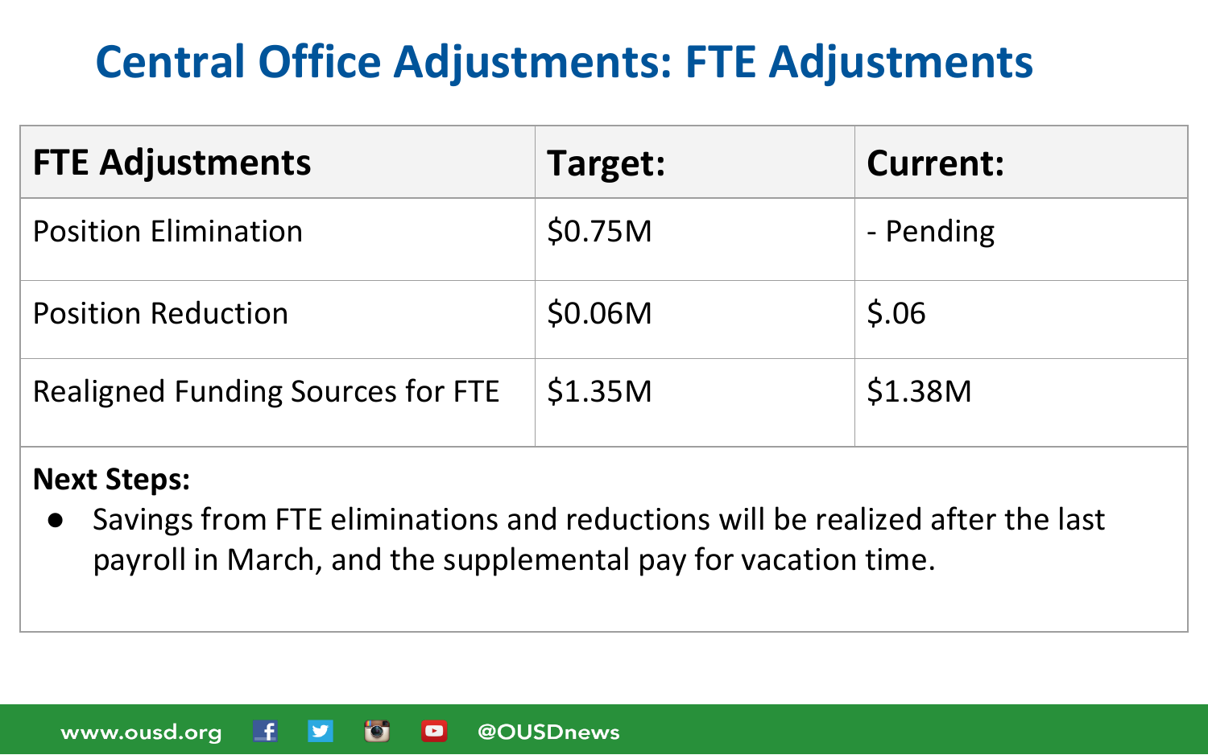# Central Office Adjustments: FTE Adjustments

| FTE Adjustments | Target: | Current: |
| --- | --- | --- |
| Position Elimination | $0.75M | - Pending |
| Position Reduction | $0.06M | $.06 |
| Realigned Funding Sources for FTE | $1.35M | $1.38M |

**Next Steps:**

- Savings from FTE eliminations and reductions will be realized after the last payroll in March, and the supplemental pay for vacation time.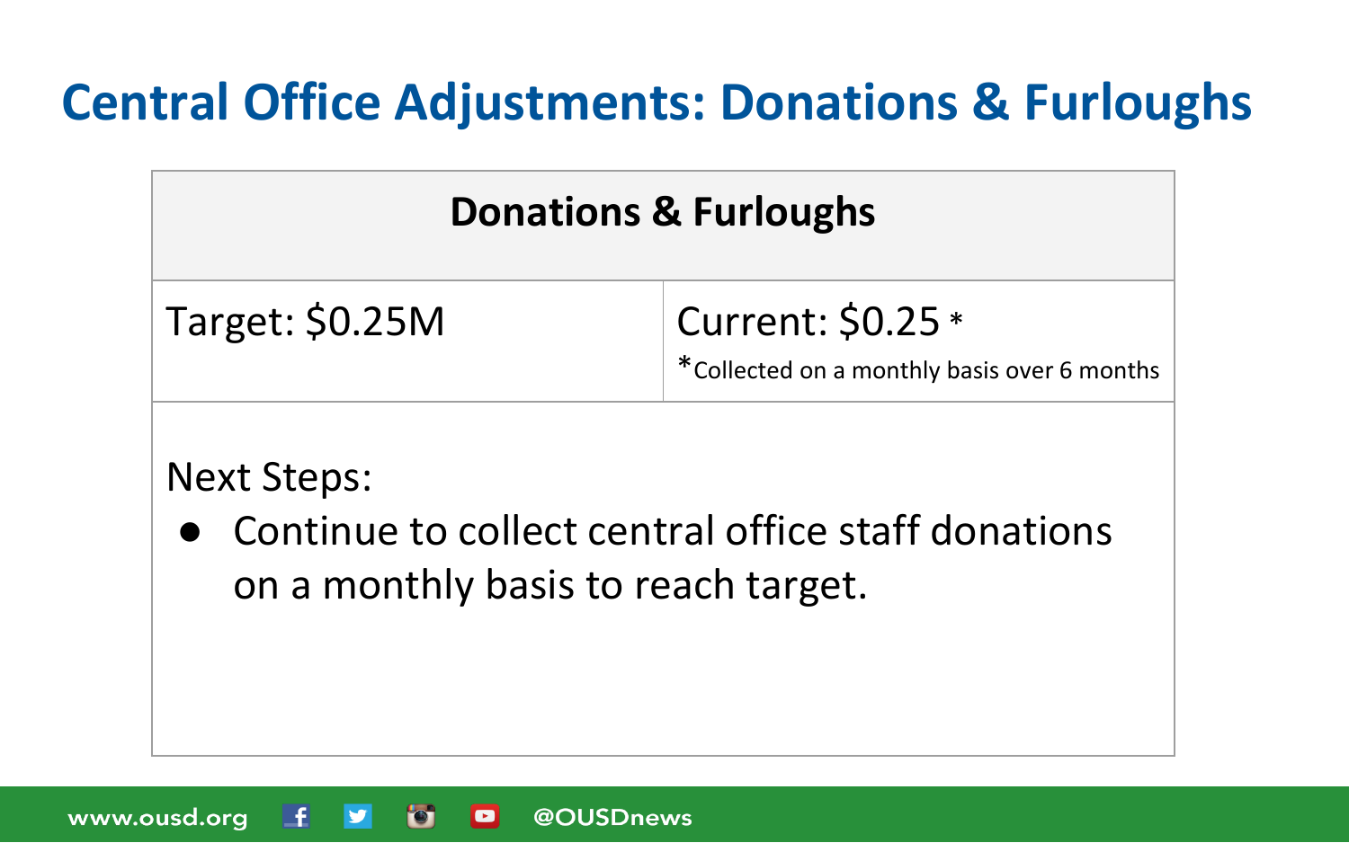# Central Office Adjustments: Donations & Furloughs

| Donations & Furloughs | |
|---|---|
| Target: $0.25M | Current: $0.25 * <br>*Collected on a monthly basis over 6 months |

Next Steps:

- Continue to collect central office staff donations on a monthly basis to reach target.

www.ousd.org @OUSDnews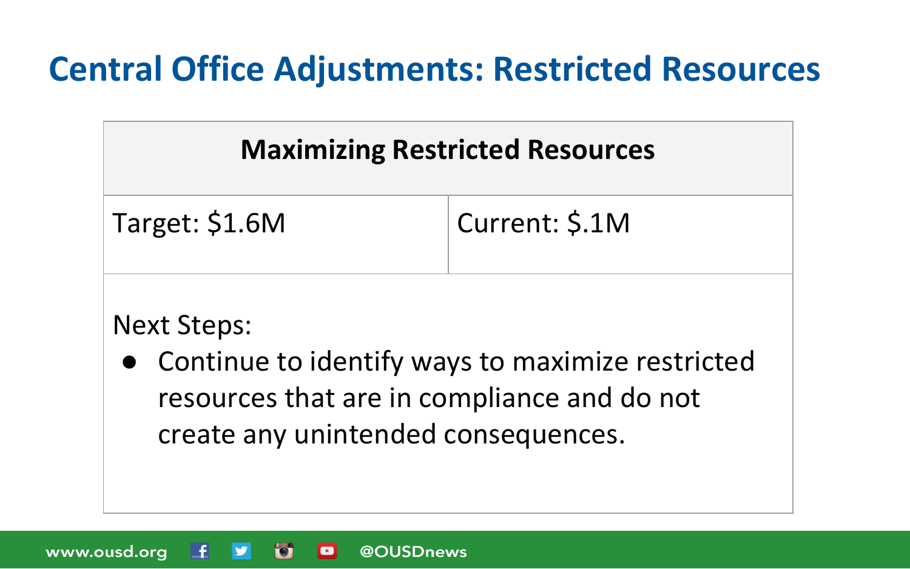# Central Office Adjustments: Restricted Resources

| Maximizing Restricted Resources | |
|---|---|
| Target: $1.6M | Current: $.1M |

Next Steps:

- Continue to identify ways to maximize restricted resources that are in compliance and do not create any unintended consequences.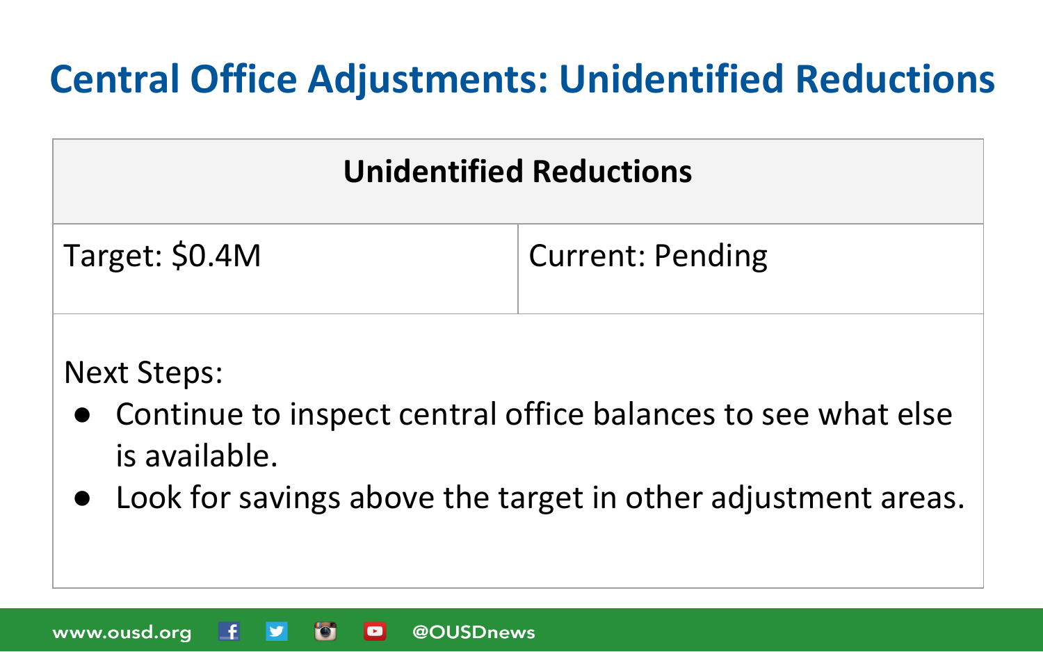# Central Office Adjustments: Unidentified Reductions

| Unidentified Reductions | |
|---|---|
| Target: $0.4M | Current: Pending |

Next Steps:

- Continue to inspect central office balances to see what else is available.
- Look for savings above the target in other adjustment areas.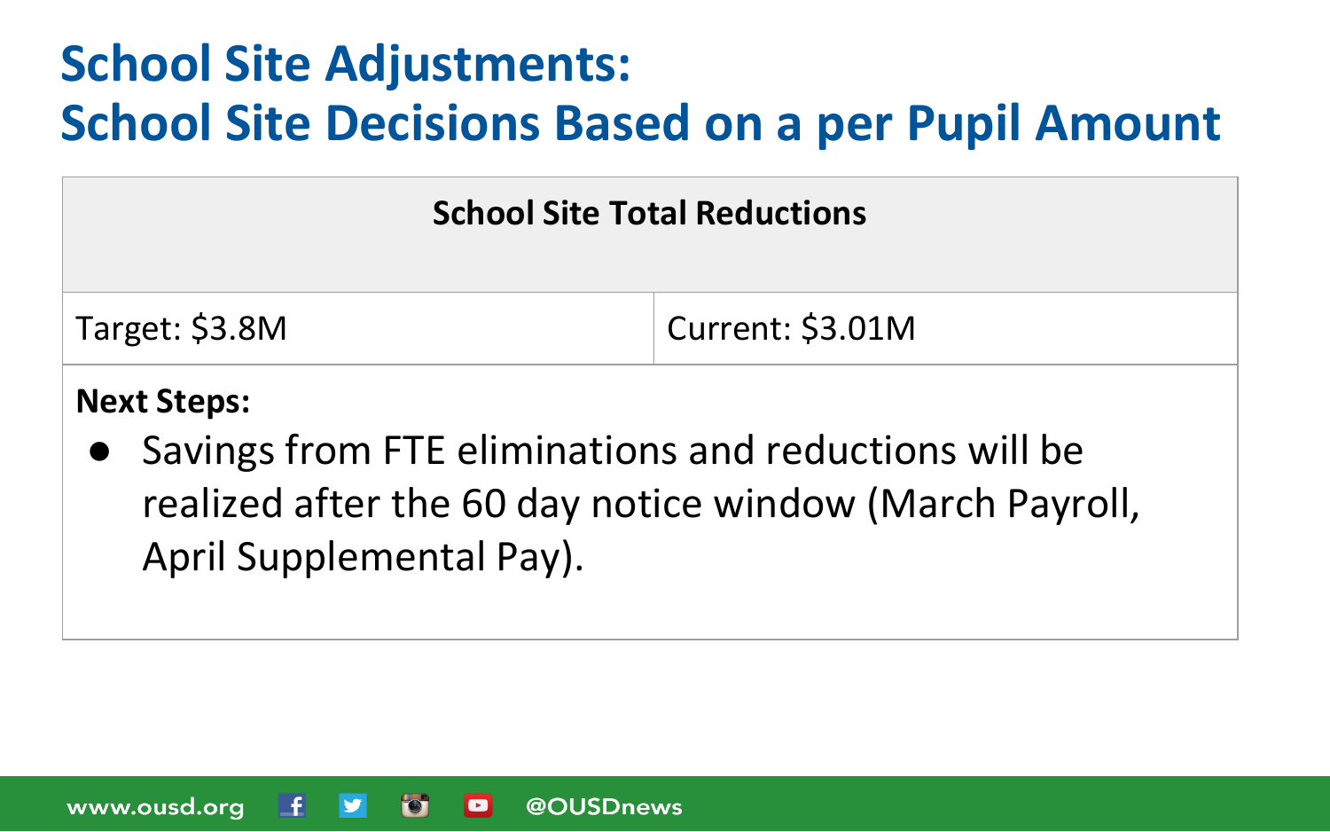# School Site Adjustments:
# School Site Decisions Based on a per Pupil Amount

| School Site Total Reductions | |
|---|---|
| Target: $3.8M | Current: $3.01M |

**Next Steps:**

- Savings from FTE eliminations and reductions will be realized after the 60 day notice window (March Payroll, April Supplemental Pay).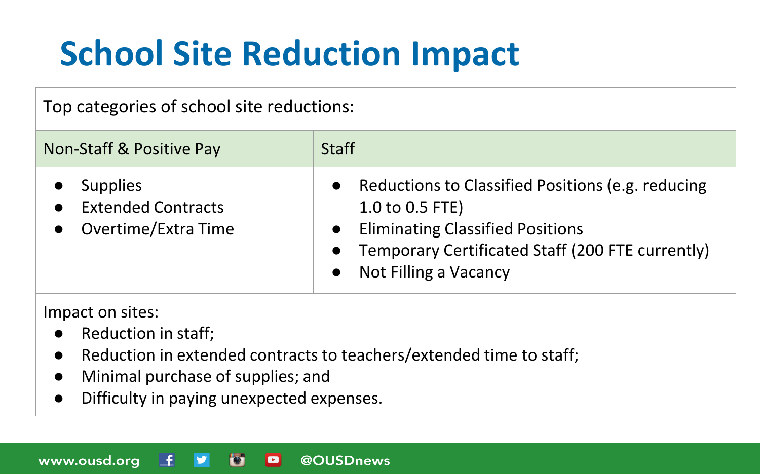# School Site Reduction Impact

Top categories of school site reductions:

| Non-Staff & Positive Pay | Staff |
|---|---|
| • Supplies<br>• Extended Contracts<br>• Overtime/Extra Time | • Reductions to Classified Positions (e.g. reducing 1.0 to 0.5 FTE)<br>• Eliminating Classified Positions<br>• Temporary Certificated Staff (200 FTE currently)<br>• Not Filling a Vacancy |

Impact on sites:

- Reduction in staff;
- Reduction in extended contracts to teachers/extended time to staff;
- Minimal purchase of supplies; and
- Difficulty in paying unexpected expenses.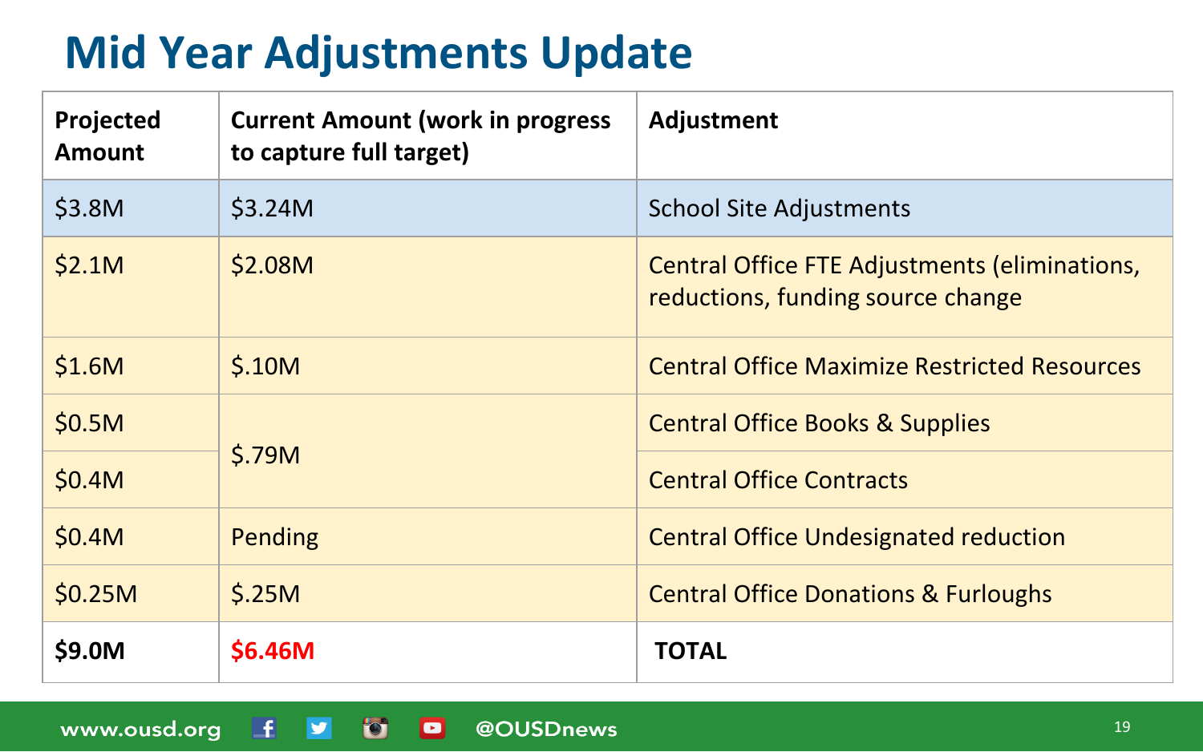# Mid Year Adjustments Update

| Projected Amount | Current Amount (work in progress to capture full target) | Adjustment |
|---|---|---|
| $3.8M | $3.24M | School Site Adjustments |
| $2.1M | $2.08M | Central Office FTE Adjustments (eliminations, reductions, funding source change |
| $1.6M | $.10M | Central Office Maximize Restricted Resources |
| $0.5M | $.79M | Central Office Books & Supplies |
| $0.4M | | Central Office Contracts |
| $0.4M | Pending | Central Office Undesignated reduction |
| $0.25M | $.25M | Central Office Donations & Furloughs |
| **$9.0M** | **$6.46M** | **TOTAL** |

www.ousd.org @OUSDnews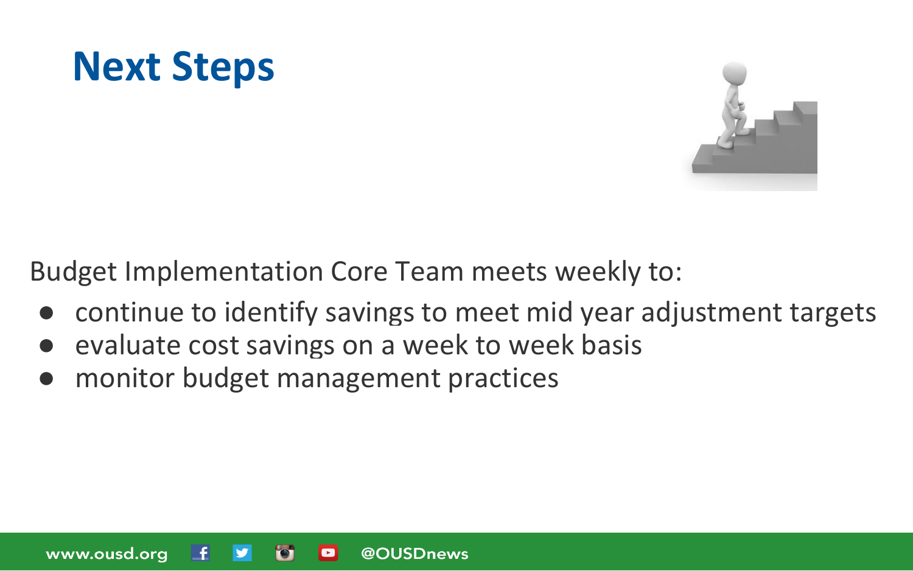# Next Steps

Budget Implementation Core Team meets weekly to:

- continue to identify savings to meet mid year adjustment targets
- evaluate cost savings on a week to week basis
- monitor budget management practices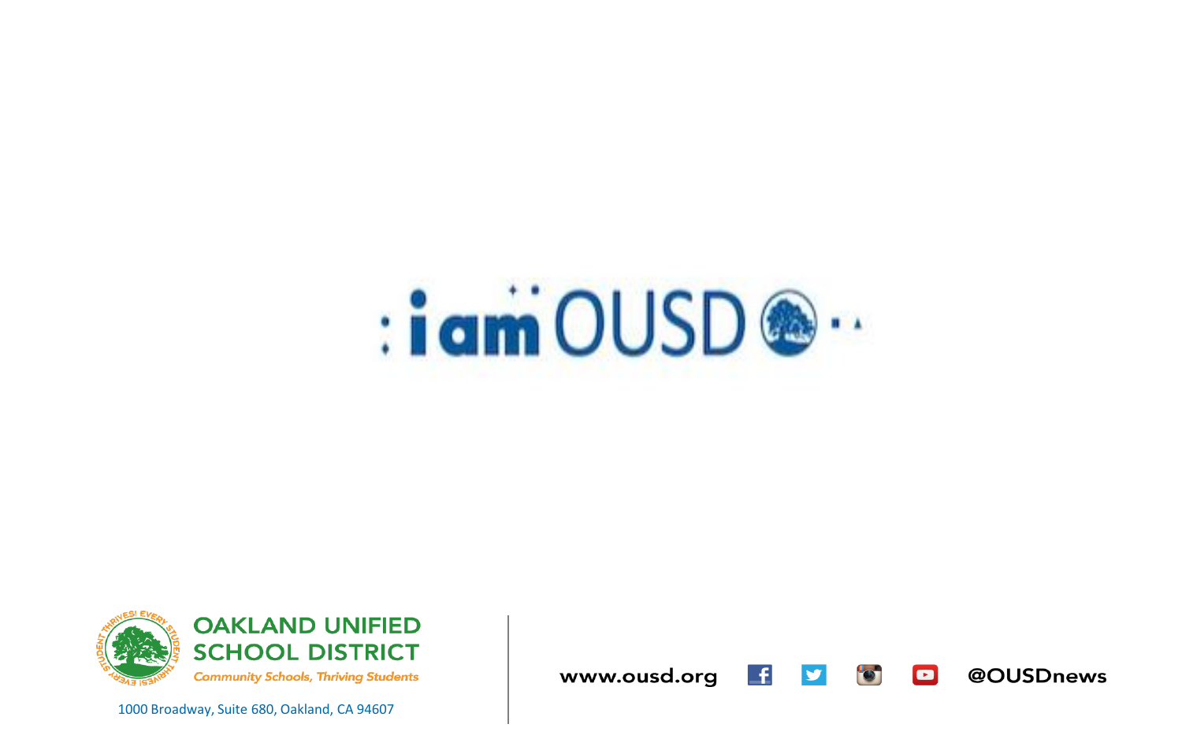iam OUSD

OAKLAND UNIFIED SCHOOL DISTRICT

*Community Schools, Thriving Students*

1000 Broadway, Suite 680, Oakland, CA 94607

www.ousd.org @OUSDnews